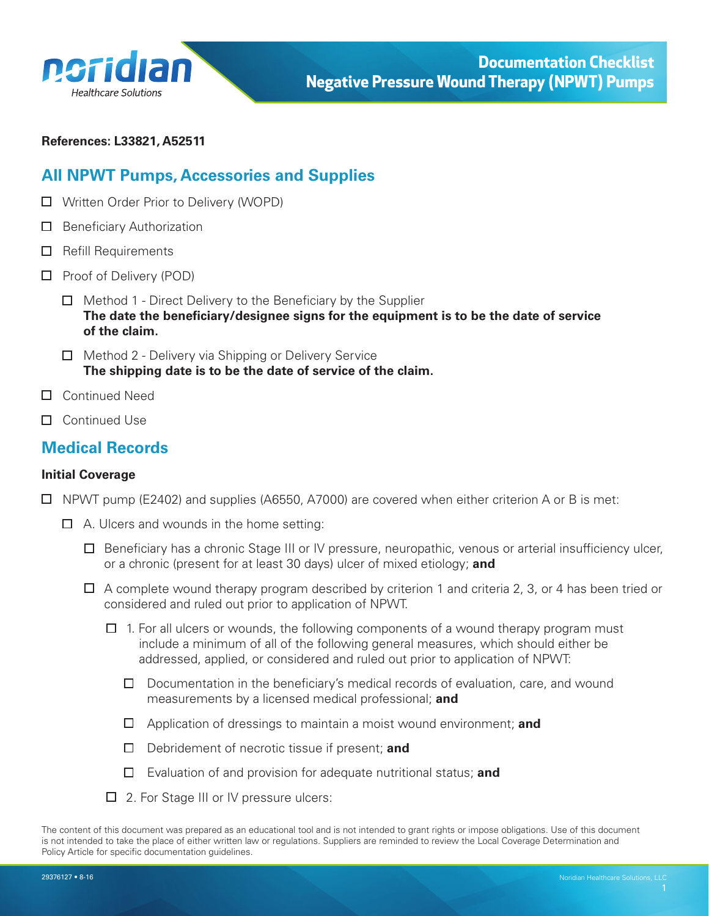# Documentation Checklist
# Negative Pressure Wound Therapy (NPWT) Pumps

**References: L33821, A52511**

## All NPWT Pumps, Accessories and Supplies

- ☐ Written Order Prior to Delivery (WOPD)
- ☐ Beneficiary Authorization
- ☐ Refill Requirements
- ☐ Proof of Delivery (POD)
  - ☐ Method 1 - Direct Delivery to the Beneficiary by the Supplier
    **The date the beneficiary/designee signs for the equipment is to be the date of service of the claim.**
  - ☐ Method 2 - Delivery via Shipping or Delivery Service
    **The shipping date is to be the date of service of the claim.**
- ☐ Continued Need
- ☐ Continued Use

## Medical Records

### Initial Coverage

- ☐ NPWT pump (E2402) and supplies (A6550, A7000) are covered when either criterion A or B is met:
  - ☐ A. Ulcers and wounds in the home setting:
    - ☐ Beneficiary has a chronic Stage III or IV pressure, neuropathic, venous or arterial insufficiency ulcer, or a chronic (present for at least 30 days) ulcer of mixed etiology; **and**
    - ☐ A complete wound therapy program described by criterion 1 and criteria 2, 3, or 4 has been tried or considered and ruled out prior to application of NPWT.
      - ☐ 1. For all ulcers or wounds, the following components of a wound therapy program must include a minimum of all of the following general measures, which should either be addressed, applied, or considered and ruled out prior to application of NPWT:
        - ☐ Documentation in the beneficiary's medical records of evaluation, care, and wound measurements by a licensed medical professional; **and**
        - ☐ Application of dressings to maintain a moist wound environment; **and**
        - ☐ Debridement of necrotic tissue if present; **and**
        - ☐ Evaluation of and provision for adequate nutritional status; **and**
      - ☐ 2. For Stage III or IV pressure ulcers:

The content of this document was prepared as an educational tool and is not intended to grant rights or impose obligations. Use of this document is not intended to take the place of either written law or regulations. Suppliers are reminded to review the Local Coverage Determination and Policy Article for specific documentation guidelines.

29376127 • 8-16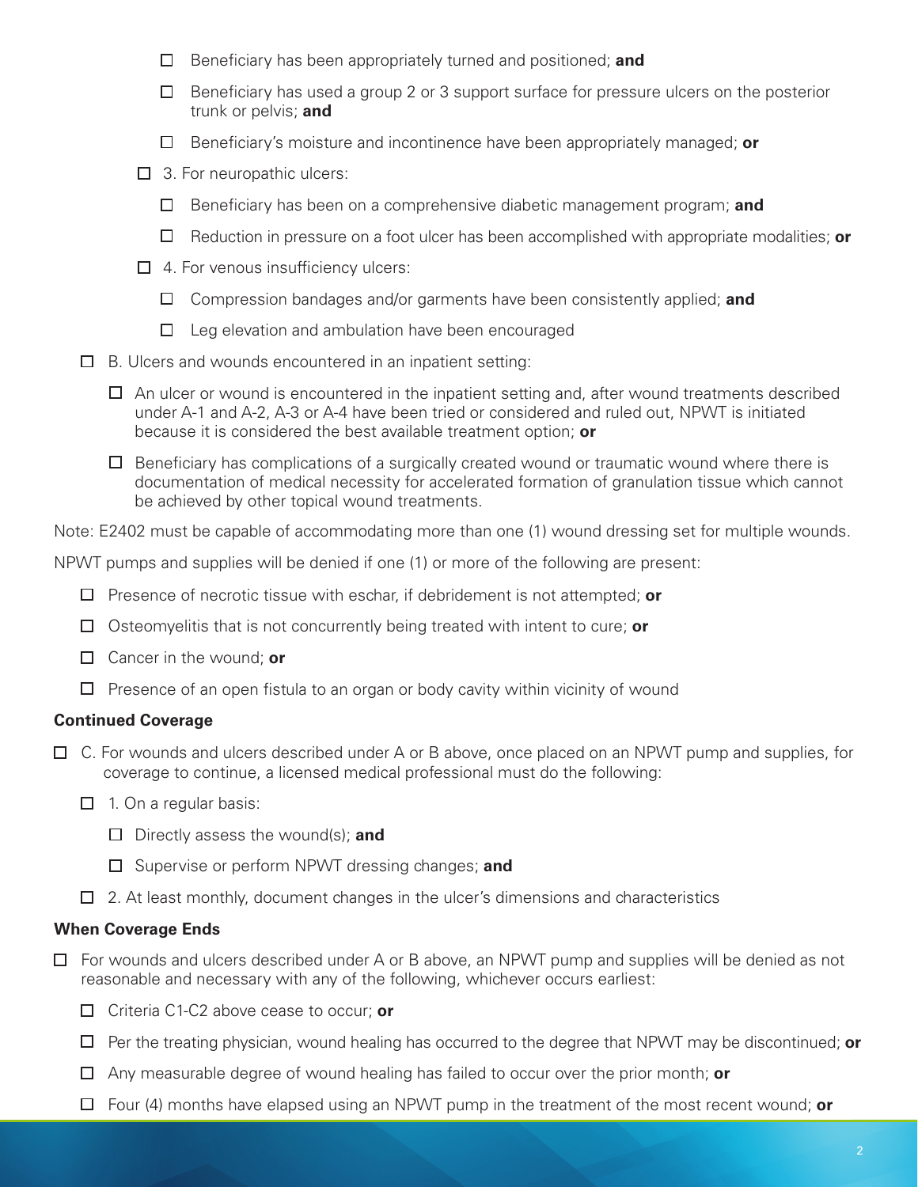- ☐ Beneficiary has been appropriately turned and positioned; **and**
  - ☐ Beneficiary has used a group 2 or 3 support surface for pressure ulcers on the posterior trunk or pelvis; **and**
  - ☐ Beneficiary's moisture and incontinence have been appropriately managed; **or**
- ☐ 3. For neuropathic ulcers:
  - ☐ Beneficiary has been on a comprehensive diabetic management program; **and**
  - ☐ Reduction in pressure on a foot ulcer has been accomplished with appropriate modalities; **or**
- ☐ 4. For venous insufficiency ulcers:
  - ☐ Compression bandages and/or garments have been consistently applied; **and**
  - ☐ Leg elevation and ambulation have been encouraged

- ☐ B. Ulcers and wounds encountered in an inpatient setting:
  - ☐ An ulcer or wound is encountered in the inpatient setting and, after wound treatments described under A-1 and A-2, A-3 or A-4 have been tried or considered and ruled out, NPWT is initiated because it is considered the best available treatment option; **or**
  - ☐ Beneficiary has complications of a surgically created wound or traumatic wound where there is documentation of medical necessity for accelerated formation of granulation tissue which cannot be achieved by other topical wound treatments.

Note: E2402 must be capable of accommodating more than one (1) wound dressing set for multiple wounds.

NPWT pumps and supplies will be denied if one (1) or more of the following are present:

- ☐ Presence of necrotic tissue with eschar, if debridement is not attempted; **or**
- ☐ Osteomyelitis that is not concurrently being treated with intent to cure; **or**
- ☐ Cancer in the wound; **or**
- ☐ Presence of an open fistula to an organ or body cavity within vicinity of wound

### Continued Coverage

- ☐ C. For wounds and ulcers described under A or B above, once placed on an NPWT pump and supplies, for coverage to continue, a licensed medical professional must do the following:
  - ☐ 1. On a regular basis:
    - ☐ Directly assess the wound(s); **and**
    - ☐ Supervise or perform NPWT dressing changes; **and**
  - ☐ 2. At least monthly, document changes in the ulcer's dimensions and characteristics

### When Coverage Ends

- ☐ For wounds and ulcers described under A or B above, an NPWT pump and supplies will be denied as not reasonable and necessary with any of the following, whichever occurs earliest:
  - ☐ Criteria C1-C2 above cease to occur; **or**
  - ☐ Per the treating physician, wound healing has occurred to the degree that NPWT may be discontinued; **or**
  - ☐ Any measurable degree of wound healing has failed to occur over the prior month; **or**
  - ☐ Four (4) months have elapsed using an NPWT pump in the treatment of the most recent wound; **or**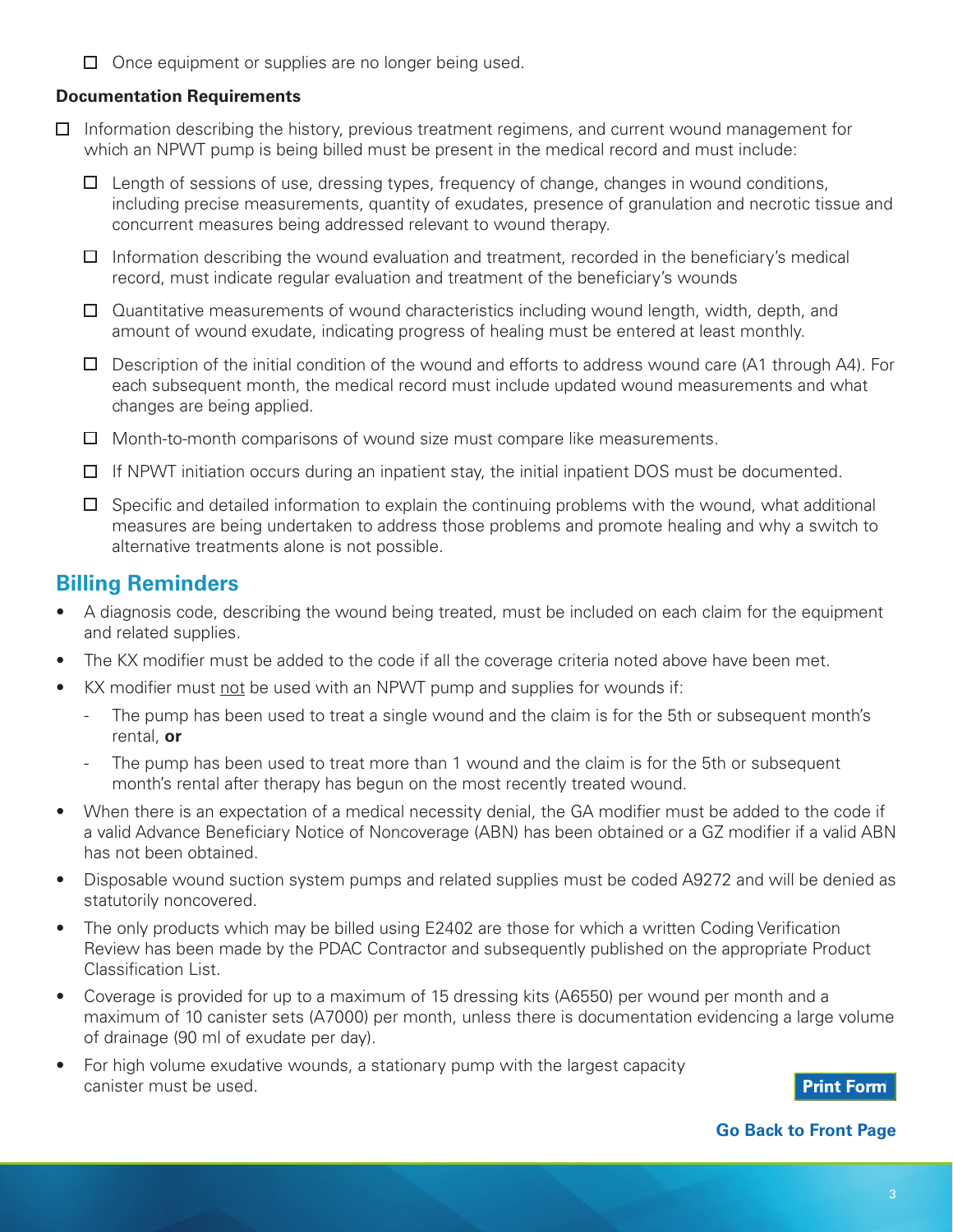- ☐ Once equipment or supplies are no longer being used.

**Documentation Requirements**

- ☐ Information describing the history, previous treatment regimens, and current wound management for which an NPWT pump is being billed must be present in the medical record and must include:
  - ☐ Length of sessions of use, dressing types, frequency of change, changes in wound conditions, including precise measurements, quantity of exudates, presence of granulation and necrotic tissue and concurrent measures being addressed relevant to wound therapy.
  - ☐ Information describing the wound evaluation and treatment, recorded in the beneficiary's medical record, must indicate regular evaluation and treatment of the beneficiary's wounds
  - ☐ Quantitative measurements of wound characteristics including wound length, width, depth, and amount of wound exudate, indicating progress of healing must be entered at least monthly.
  - ☐ Description of the initial condition of the wound and efforts to address wound care (A1 through A4). For each subsequent month, the medical record must include updated wound measurements and what changes are being applied.
  - ☐ Month-to-month comparisons of wound size must compare like measurements.
  - ☐ If NPWT initiation occurs during an inpatient stay, the initial inpatient DOS must be documented.
  - ☐ Specific and detailed information to explain the continuing problems with the wound, what additional measures are being undertaken to address those problems and promote healing and why a switch to alternative treatments alone is not possible.

## Billing Reminders

- A diagnosis code, describing the wound being treated, must be included on each claim for the equipment and related supplies.
- The KX modifier must be added to the code if all the coverage criteria noted above have been met.
- KX modifier must not be used with an NPWT pump and supplies for wounds if:
  - The pump has been used to treat a single wound and the claim is for the 5th or subsequent month's rental, **or**
  - The pump has been used to treat more than 1 wound and the claim is for the 5th or subsequent month's rental after therapy has begun on the most recently treated wound.
- When there is an expectation of a medical necessity denial, the GA modifier must be added to the code if a valid Advance Beneficiary Notice of Noncoverage (ABN) has been obtained or a GZ modifier if a valid ABN has not been obtained.
- Disposable wound suction system pumps and related supplies must be coded A9272 and will be denied as statutorily noncovered.
- The only products which may be billed using E2402 are those for which a written Coding Verification Review has been made by the PDAC Contractor and subsequently published on the appropriate Product Classification List.
- Coverage is provided for up to a maximum of 15 dressing kits (A6550) per wound per month and a maximum of 10 canister sets (A7000) per month, unless there is documentation evidencing a large volume of drainage (90 ml of exudate per day).
- For high volume exudative wounds, a stationary pump with the largest capacity canister must be used.

Print Form

Go Back to Front Page